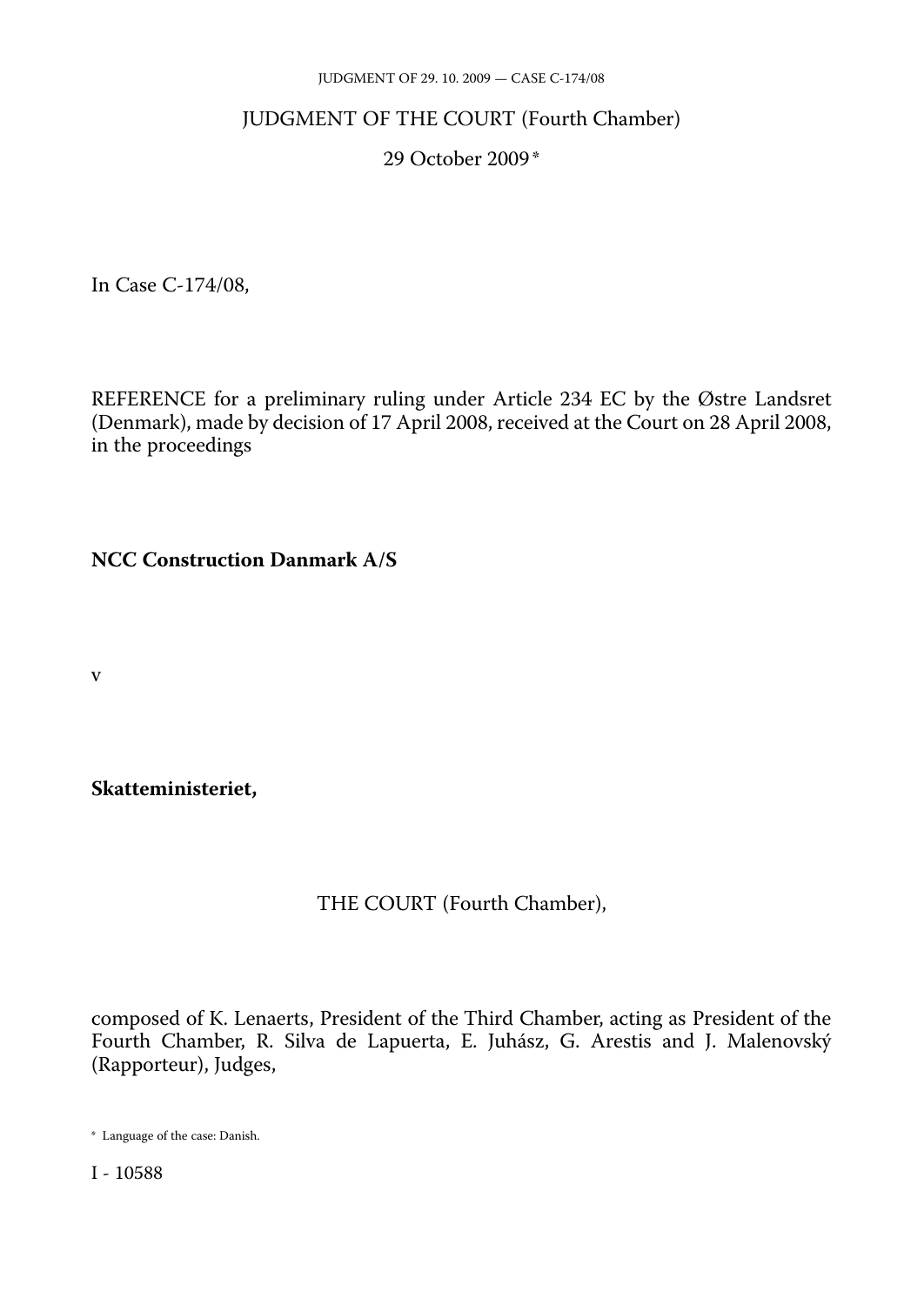# JUDGMENT OF THE COURT (Fourth Chamber)

29 October 2009 *

In Case C-174/08,

REFERENCE for a preliminary ruling under Article 234 EC by the Østre Landsret (Denmark), made by decision of 17 April 2008, received at the Court on 28 April 2008, in the proceedings

**NCC Construction Danmark A/S**

v

**Skatteministeriet,**

THE COURT (Fourth Chamber),

composed of K. Lenaerts, President of the Third Chamber, acting as President of the Fourth Chamber, R. Silva de Lapuerta, E. Juhász, G. Arestis and J. Malenovský (Rapporteur), Judges,

\* Language of the case: Danish.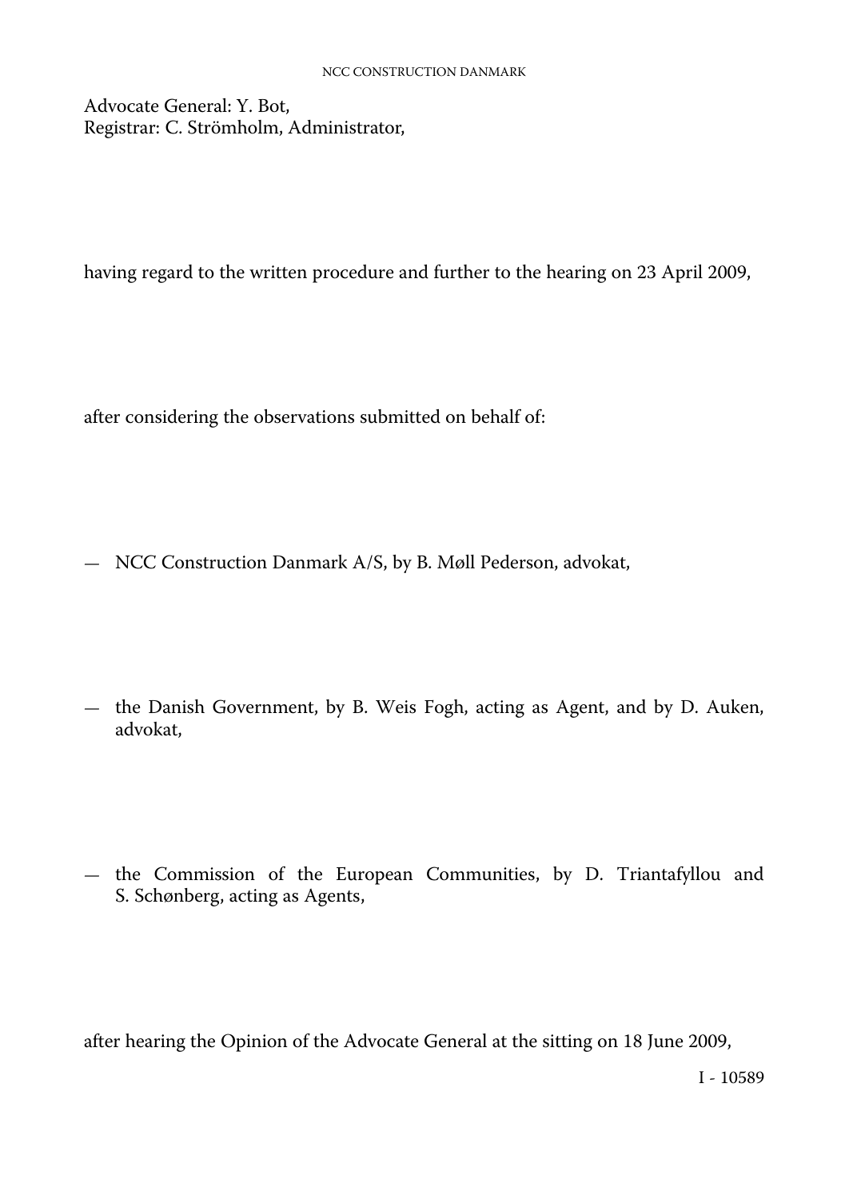Advocate General: Y. Bot,
Registrar: C. Strömholm, Administrator,

having regard to the written procedure and further to the hearing on 23 April 2009,

after considering the observations submitted on behalf of:

— NCC Construction Danmark A/S, by B. Møll Pederson, advokat,

— the Danish Government, by B. Weis Fogh, acting as Agent, and by D. Auken, advokat,

— the Commission of the European Communities, by D. Triantafyllou and S. Schønberg, acting as Agents,

after hearing the Opinion of the Advocate General at the sitting on 18 June 2009,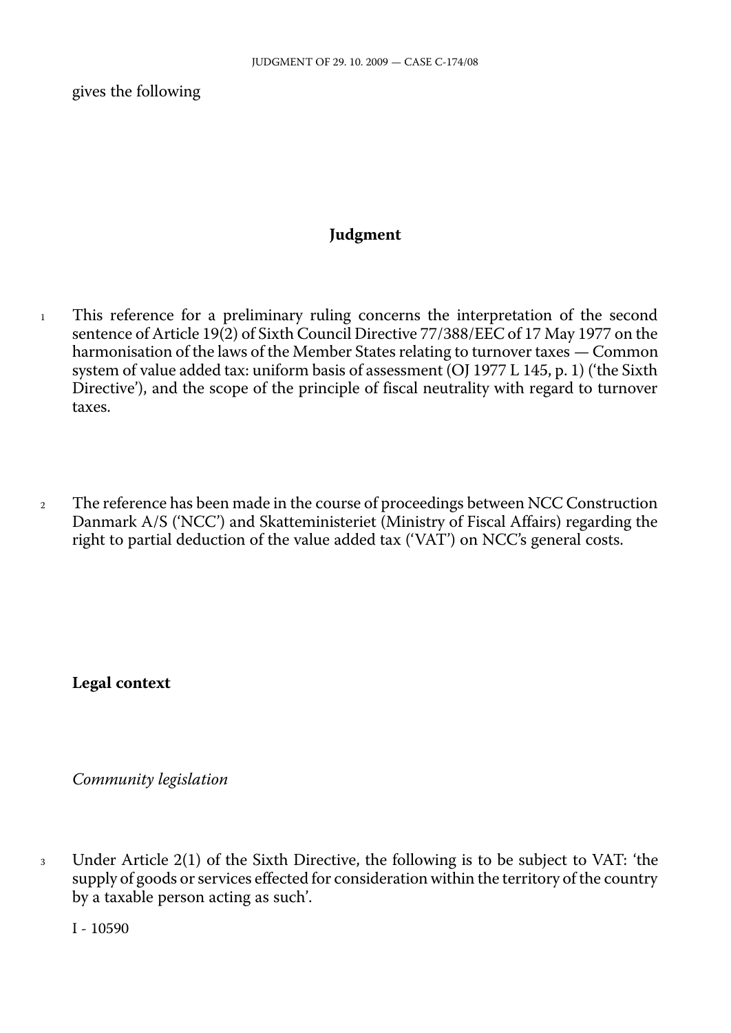gives the following

## Judgment

1 This reference for a preliminary ruling concerns the interpretation of the second sentence of Article 19(2) of Sixth Council Directive 77/388/EEC of 17 May 1977 on the harmonisation of the laws of the Member States relating to turnover taxes — Common system of value added tax: uniform basis of assessment (OJ 1977 L 145, p. 1) ('the Sixth Directive'), and the scope of the principle of fiscal neutrality with regard to turnover taxes.

2 The reference has been made in the course of proceedings between NCC Construction Danmark A/S ('NCC') and Skatteministeriet (Ministry of Fiscal Affairs) regarding the right to partial deduction of the value added tax ('VAT') on NCC's general costs.

### Legal context

*Community legislation*

3 Under Article 2(1) of the Sixth Directive, the following is to be subject to VAT: 'the supply of goods or services effected for consideration within the territory of the country by a taxable person acting as such'.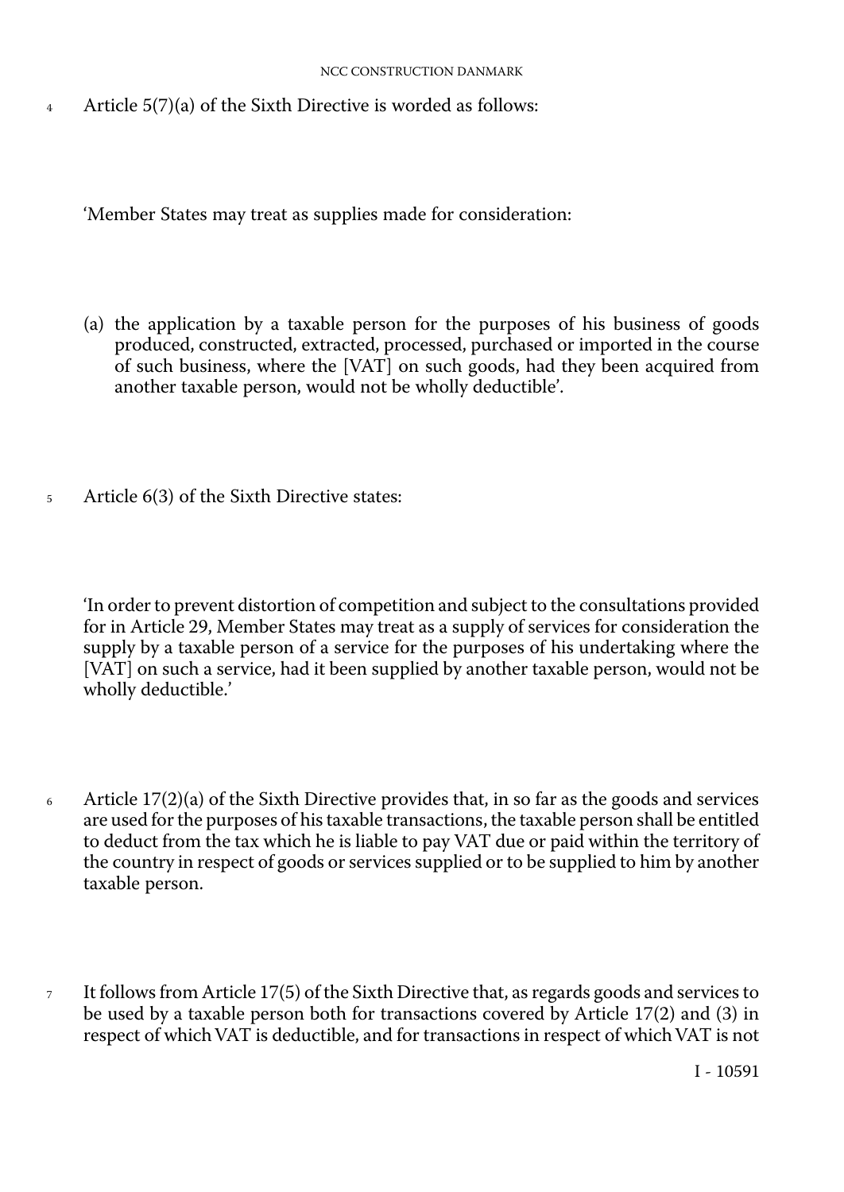4 Article 5(7)(a) of the Sixth Directive is worded as follows:

'Member States may treat as supplies made for consideration:

(a) the application by a taxable person for the purposes of his business of goods produced, constructed, extracted, processed, purchased or imported in the course of such business, where the [VAT] on such goods, had they been acquired from another taxable person, would not be wholly deductible'.

5 Article 6(3) of the Sixth Directive states:

'In order to prevent distortion of competition and subject to the consultations provided for in Article 29, Member States may treat as a supply of services for consideration the supply by a taxable person of a service for the purposes of his undertaking where the [VAT] on such a service, had it been supplied by another taxable person, would not be wholly deductible.'

6 Article 17(2)(a) of the Sixth Directive provides that, in so far as the goods and services are used for the purposes of his taxable transactions, the taxable person shall be entitled to deduct from the tax which he is liable to pay VAT due or paid within the territory of the country in respect of goods or services supplied or to be supplied to him by another taxable person.

7 It follows from Article 17(5) of the Sixth Directive that, as regards goods and services to be used by a taxable person both for transactions covered by Article 17(2) and (3) in respect of which VAT is deductible, and for transactions in respect of which VAT is not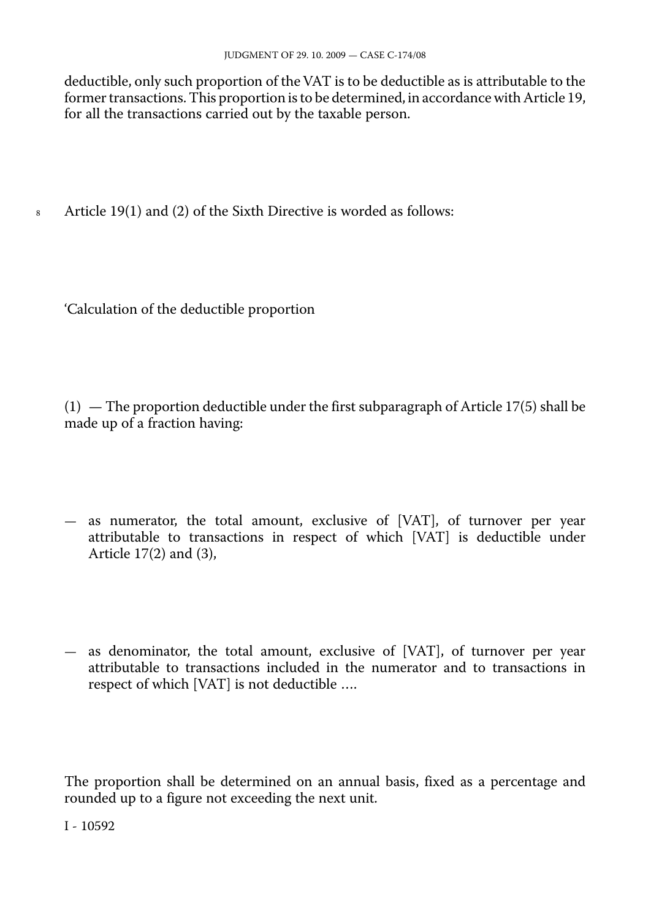deductible, only such proportion of the VAT is to be deductible as is attributable to the former transactions. This proportion is to be determined, in accordance with Article 19, for all the transactions carried out by the taxable person.

8 Article 19(1) and (2) of the Sixth Directive is worded as follows:

'Calculation of the deductible proportion

(1) — The proportion deductible under the first subparagraph of Article 17(5) shall be made up of a fraction having:

— as numerator, the total amount, exclusive of [VAT], of turnover per year attributable to transactions in respect of which [VAT] is deductible under Article 17(2) and (3),

— as denominator, the total amount, exclusive of [VAT], of turnover per year attributable to transactions included in the numerator and to transactions in respect of which [VAT] is not deductible ....

The proportion shall be determined on an annual basis, fixed as a percentage and rounded up to a figure not exceeding the next unit.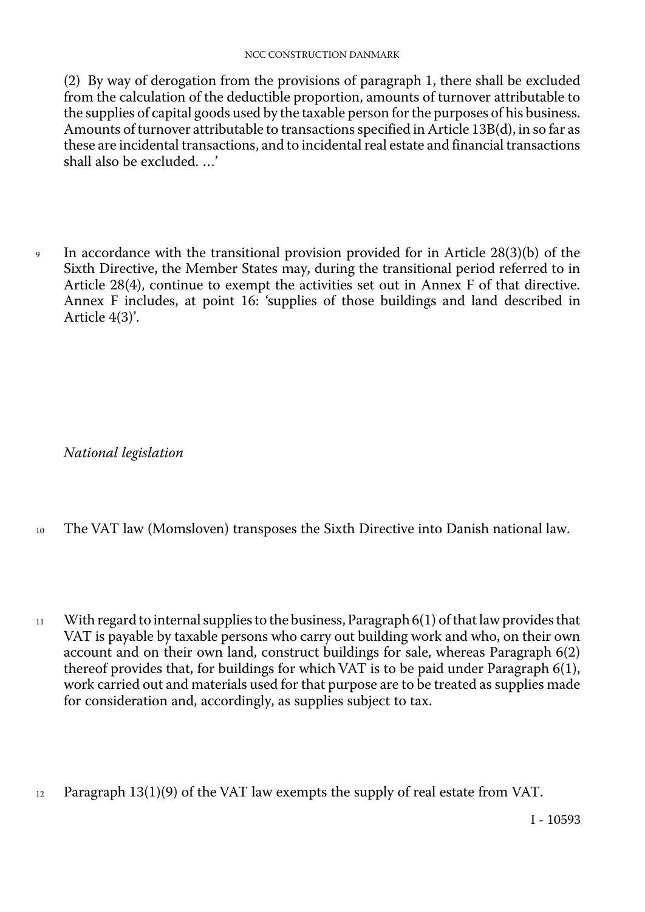(2) By way of derogation from the provisions of paragraph 1, there shall be excluded from the calculation of the deductible proportion, amounts of turnover attributable to the supplies of capital goods used by the taxable person for the purposes of his business. Amounts of turnover attributable to transactions specified in Article 13B(d), in so far as these are incidental transactions, and to incidental real estate and financial transactions shall also be excluded. …'

9 In accordance with the transitional provision provided for in Article 28(3)(b) of the Sixth Directive, the Member States may, during the transitional period referred to in Article 28(4), continue to exempt the activities set out in Annex F of that directive. Annex F includes, at point 16: 'supplies of those buildings and land described in Article 4(3)'.

*National legislation*

10 The VAT law (Momsloven) transposes the Sixth Directive into Danish national law.

11 With regard to internal supplies to the business, Paragraph 6(1) of that law provides that VAT is payable by taxable persons who carry out building work and who, on their own account and on their own land, construct buildings for sale, whereas Paragraph 6(2) thereof provides that, for buildings for which VAT is to be paid under Paragraph 6(1), work carried out and materials used for that purpose are to be treated as supplies made for consideration and, accordingly, as supplies subject to tax.

12 Paragraph 13(1)(9) of the VAT law exempts the supply of real estate from VAT.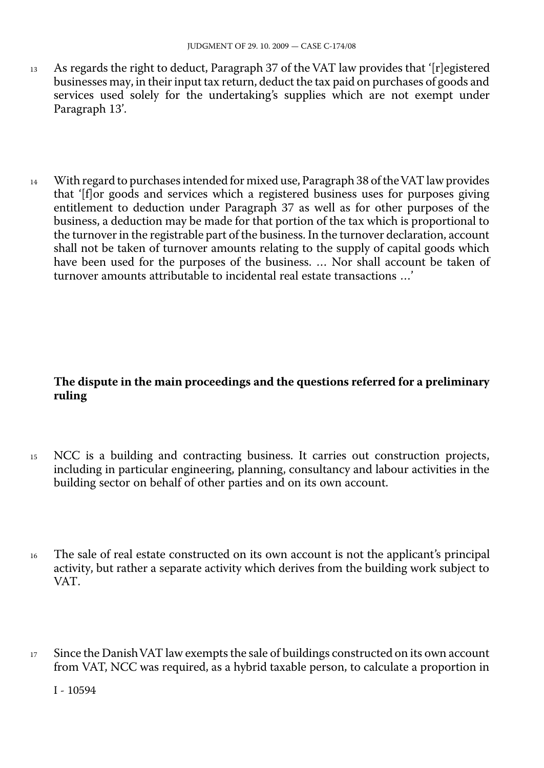13 As regards the right to deduct, Paragraph 37 of the VAT law provides that '[r]egistered businesses may, in their input tax return, deduct the tax paid on purchases of goods and services used solely for the undertaking's supplies which are not exempt under Paragraph 13'.

14 With regard to purchases intended for mixed use, Paragraph 38 of the VAT law provides that '[f]or goods and services which a registered business uses for purposes giving entitlement to deduction under Paragraph 37 as well as for other purposes of the business, a deduction may be made for that portion of the tax which is proportional to the turnover in the registrable part of the business. In the turnover declaration, account shall not be taken of turnover amounts relating to the supply of capital goods which have been used for the purposes of the business. … Nor shall account be taken of turnover amounts attributable to incidental real estate transactions …'

**The dispute in the main proceedings and the questions referred for a preliminary ruling**

15 NCC is a building and contracting business. It carries out construction projects, including in particular engineering, planning, consultancy and labour activities in the building sector on behalf of other parties and on its own account.

16 The sale of real estate constructed on its own account is not the applicant's principal activity, but rather a separate activity which derives from the building work subject to VAT.

17 Since the Danish VAT law exempts the sale of buildings constructed on its own account from VAT, NCC was required, as a hybrid taxable person, to calculate a proportion in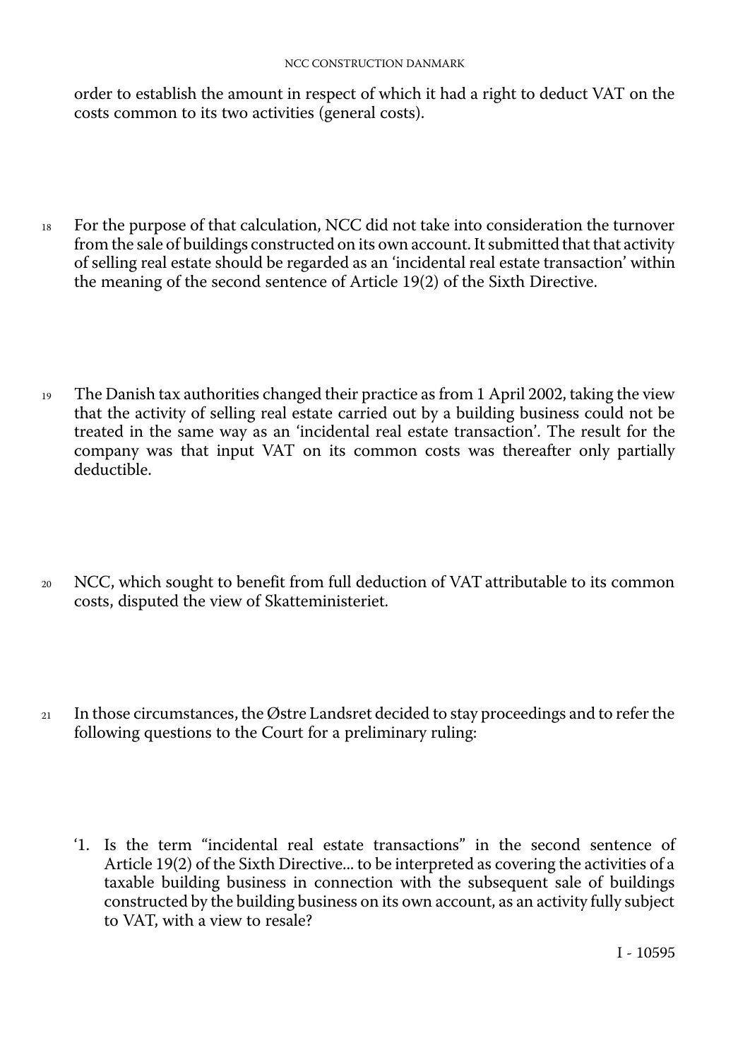order to establish the amount in respect of which it had a right to deduct VAT on the costs common to its two activities (general costs).

18 For the purpose of that calculation, NCC did not take into consideration the turnover from the sale of buildings constructed on its own account. It submitted that that activity of selling real estate should be regarded as an 'incidental real estate transaction' within the meaning of the second sentence of Article 19(2) of the Sixth Directive.

19 The Danish tax authorities changed their practice as from 1 April 2002, taking the view that the activity of selling real estate carried out by a building business could not be treated in the same way as an 'incidental real estate transaction'. The result for the company was that input VAT on its common costs was thereafter only partially deductible.

20 NCC, which sought to benefit from full deduction of VAT attributable to its common costs, disputed the view of Skatteministeriet.

21 In those circumstances, the Østre Landsret decided to stay proceedings and to refer the following questions to the Court for a preliminary ruling:

'1. Is the term "incidental real estate transactions" in the second sentence of Article 19(2) of the Sixth Directive... to be interpreted as covering the activities of a taxable building business in connection with the subsequent sale of buildings constructed by the building business on its own account, as an activity fully subject to VAT, with a view to resale?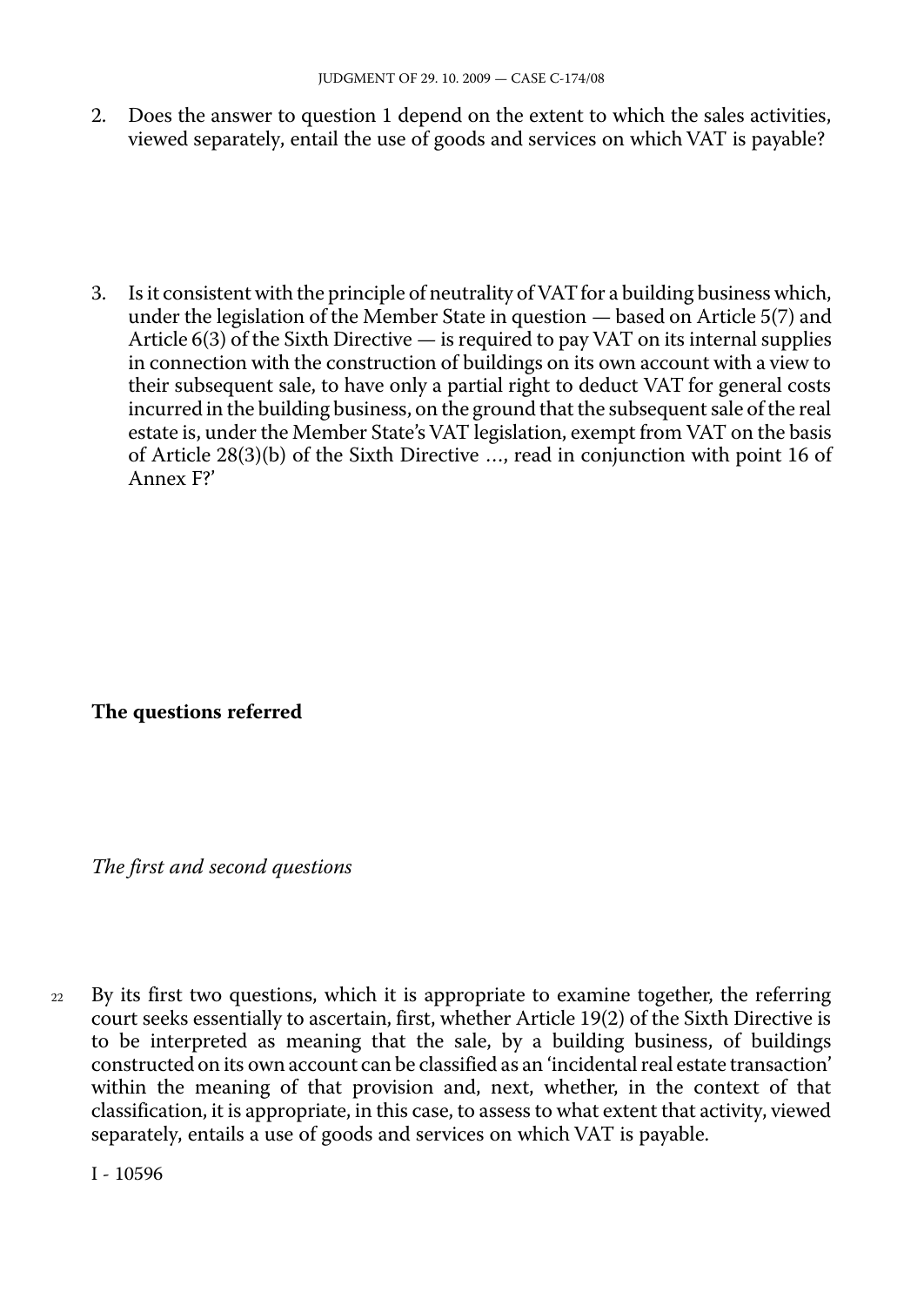2. Does the answer to question 1 depend on the extent to which the sales activities, viewed separately, entail the use of goods and services on which VAT is payable?

3. Is it consistent with the principle of neutrality of VAT for a building business which, under the legislation of the Member State in question — based on Article 5(7) and Article 6(3) of the Sixth Directive — is required to pay VAT on its internal supplies in connection with the construction of buildings on its own account with a view to their subsequent sale, to have only a partial right to deduct VAT for general costs incurred in the building business, on the ground that the subsequent sale of the real estate is, under the Member State's VAT legislation, exempt from VAT on the basis of Article 28(3)(b) of the Sixth Directive …, read in conjunction with point 16 of Annex F?'

## The questions referred

### *The first and second questions*

22 By its first two questions, which it is appropriate to examine together, the referring court seeks essentially to ascertain, first, whether Article 19(2) of the Sixth Directive is to be interpreted as meaning that the sale, by a building business, of buildings constructed on its own account can be classified as an 'incidental real estate transaction' within the meaning of that provision and, next, whether, in the context of that classification, it is appropriate, in this case, to assess to what extent that activity, viewed separately, entails a use of goods and services on which VAT is payable.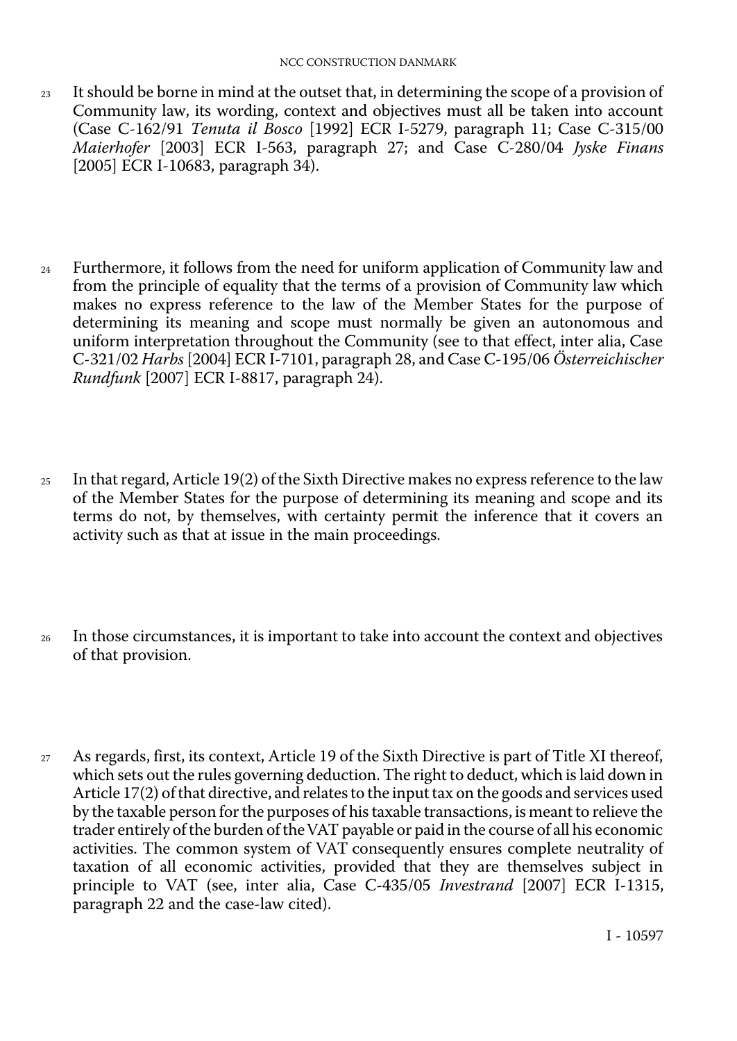23 It should be borne in mind at the outset that, in determining the scope of a provision of Community law, its wording, context and objectives must all be taken into account (Case C-162/91 *Tenuta il Bosco* [1992] ECR I-5279, paragraph 11; Case C-315/00 *Maierhofer* [2003] ECR I-563, paragraph 27; and Case C-280/04 *Jyske Finans* [2005] ECR I-10683, paragraph 34).

24 Furthermore, it follows from the need for uniform application of Community law and from the principle of equality that the terms of a provision of Community law which makes no express reference to the law of the Member States for the purpose of determining its meaning and scope must normally be given an autonomous and uniform interpretation throughout the Community (see to that effect, inter alia, Case C-321/02 *Harbs* [2004] ECR I-7101, paragraph 28, and Case C-195/06 *Österreichischer Rundfunk* [2007] ECR I-8817, paragraph 24).

25 In that regard, Article 19(2) of the Sixth Directive makes no express reference to the law of the Member States for the purpose of determining its meaning and scope and its terms do not, by themselves, with certainty permit the inference that it covers an activity such as that at issue in the main proceedings.

26 In those circumstances, it is important to take into account the context and objectives of that provision.

27 As regards, first, its context, Article 19 of the Sixth Directive is part of Title XI thereof, which sets out the rules governing deduction. The right to deduct, which is laid down in Article 17(2) of that directive, and relates to the input tax on the goods and services used by the taxable person for the purposes of his taxable transactions, is meant to relieve the trader entirely of the burden of the VAT payable or paid in the course of all his economic activities. The common system of VAT consequently ensures complete neutrality of taxation of all economic activities, provided that they are themselves subject in principle to VAT (see, inter alia, Case C-435/05 *Investrand* [2007] ECR I-1315, paragraph 22 and the case-law cited).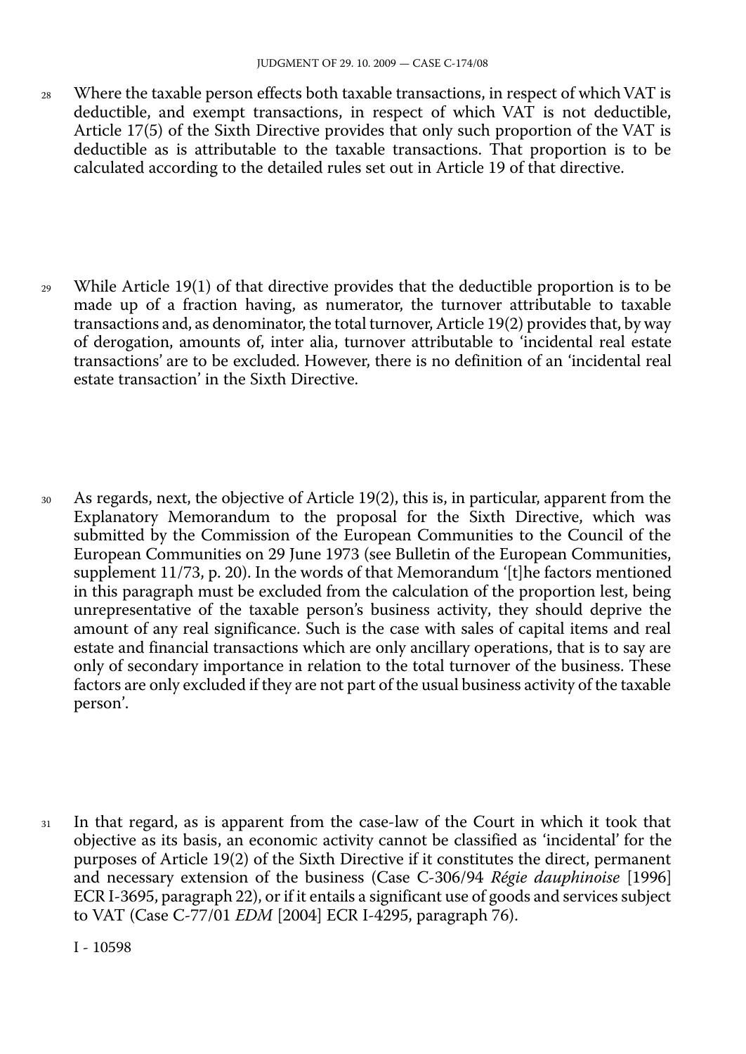28 Where the taxable person effects both taxable transactions, in respect of which VAT is deductible, and exempt transactions, in respect of which VAT is not deductible, Article 17(5) of the Sixth Directive provides that only such proportion of the VAT is deductible as is attributable to the taxable transactions. That proportion is to be calculated according to the detailed rules set out in Article 19 of that directive.

29 While Article 19(1) of that directive provides that the deductible proportion is to be made up of a fraction having, as numerator, the turnover attributable to taxable transactions and, as denominator, the total turnover, Article 19(2) provides that, by way of derogation, amounts of, inter alia, turnover attributable to 'incidental real estate transactions' are to be excluded. However, there is no definition of an 'incidental real estate transaction' in the Sixth Directive.

30 As regards, next, the objective of Article 19(2), this is, in particular, apparent from the Explanatory Memorandum to the proposal for the Sixth Directive, which was submitted by the Commission of the European Communities to the Council of the European Communities on 29 June 1973 (see Bulletin of the European Communities, supplement 11/73, p. 20). In the words of that Memorandum '[t]he factors mentioned in this paragraph must be excluded from the calculation of the proportion lest, being unrepresentative of the taxable person's business activity, they should deprive the amount of any real significance. Such is the case with sales of capital items and real estate and financial transactions which are only ancillary operations, that is to say are only of secondary importance in relation to the total turnover of the business. These factors are only excluded if they are not part of the usual business activity of the taxable person'.

31 In that regard, as is apparent from the case-law of the Court in which it took that objective as its basis, an economic activity cannot be classified as 'incidental' for the purposes of Article 19(2) of the Sixth Directive if it constitutes the direct, permanent and necessary extension of the business (Case C-306/94 *Régie dauphinoise* [1996] ECR I-3695, paragraph 22), or if it entails a significant use of goods and services subject to VAT (Case C-77/01 *EDM* [2004] ECR I-4295, paragraph 76).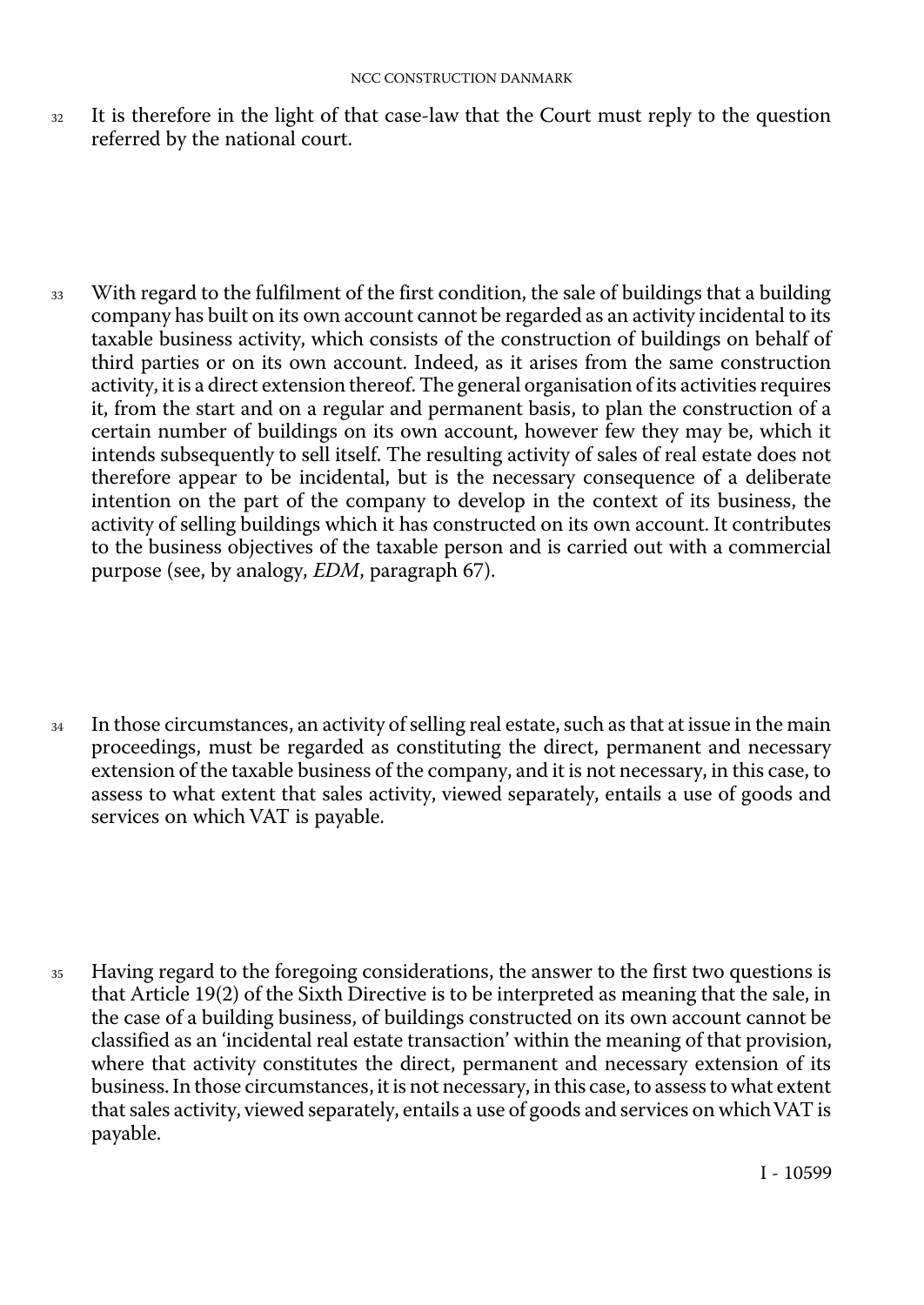32 It is therefore in the light of that case-law that the Court must reply to the question referred by the national court.

33 With regard to the fulfilment of the first condition, the sale of buildings that a building company has built on its own account cannot be regarded as an activity incidental to its taxable business activity, which consists of the construction of buildings on behalf of third parties or on its own account. Indeed, as it arises from the same construction activity, it is a direct extension thereof. The general organisation of its activities requires it, from the start and on a regular and permanent basis, to plan the construction of a certain number of buildings on its own account, however few they may be, which it intends subsequently to sell itself. The resulting activity of sales of real estate does not therefore appear to be incidental, but is the necessary consequence of a deliberate intention on the part of the company to develop in the context of its business, the activity of selling buildings which it has constructed on its own account. It contributes to the business objectives of the taxable person and is carried out with a commercial purpose (see, by analogy, *EDM*, paragraph 67).

34 In those circumstances, an activity of selling real estate, such as that at issue in the main proceedings, must be regarded as constituting the direct, permanent and necessary extension of the taxable business of the company, and it is not necessary, in this case, to assess to what extent that sales activity, viewed separately, entails a use of goods and services on which VAT is payable.

35 Having regard to the foregoing considerations, the answer to the first two questions is that Article 19(2) of the Sixth Directive is to be interpreted as meaning that the sale, in the case of a building business, of buildings constructed on its own account cannot be classified as an 'incidental real estate transaction' within the meaning of that provision, where that activity constitutes the direct, permanent and necessary extension of its business. In those circumstances, it is not necessary, in this case, to assess to what extent that sales activity, viewed separately, entails a use of goods and services on which VAT is payable.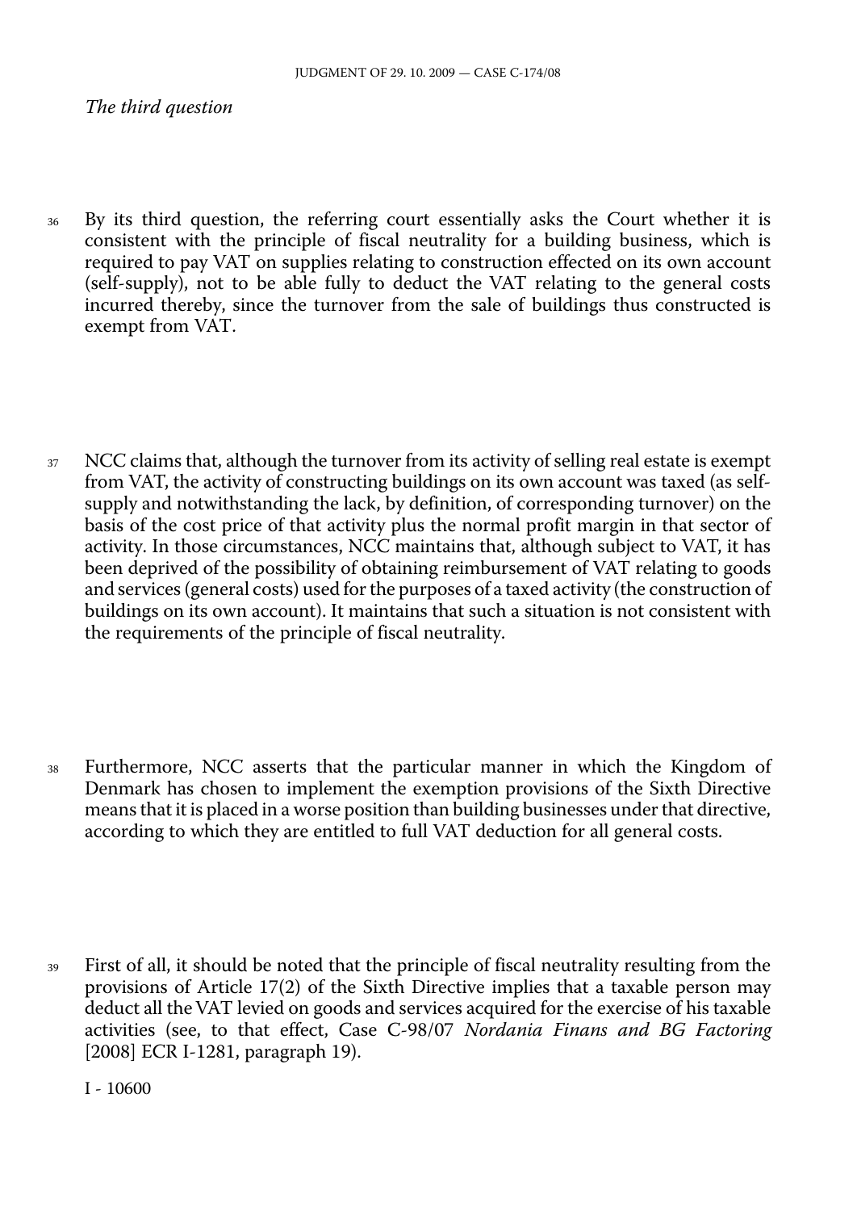*The third question*

36 By its third question, the referring court essentially asks the Court whether it is consistent with the principle of fiscal neutrality for a building business, which is required to pay VAT on supplies relating to construction effected on its own account (self-supply), not to be able fully to deduct the VAT relating to the general costs incurred thereby, since the turnover from the sale of buildings thus constructed is exempt from VAT.

37 NCC claims that, although the turnover from its activity of selling real estate is exempt from VAT, the activity of constructing buildings on its own account was taxed (as self-supply and notwithstanding the lack, by definition, of corresponding turnover) on the basis of the cost price of that activity plus the normal profit margin in that sector of activity. In those circumstances, NCC maintains that, although subject to VAT, it has been deprived of the possibility of obtaining reimbursement of VAT relating to goods and services (general costs) used for the purposes of a taxed activity (the construction of buildings on its own account). It maintains that such a situation is not consistent with the requirements of the principle of fiscal neutrality.

38 Furthermore, NCC asserts that the particular manner in which the Kingdom of Denmark has chosen to implement the exemption provisions of the Sixth Directive means that it is placed in a worse position than building businesses under that directive, according to which they are entitled to full VAT deduction for all general costs.

39 First of all, it should be noted that the principle of fiscal neutrality resulting from the provisions of Article 17(2) of the Sixth Directive implies that a taxable person may deduct all the VAT levied on goods and services acquired for the exercise of his taxable activities (see, to that effect, Case C-98/07 *Nordania Finans and BG Factoring* [2008] ECR I-1281, paragraph 19).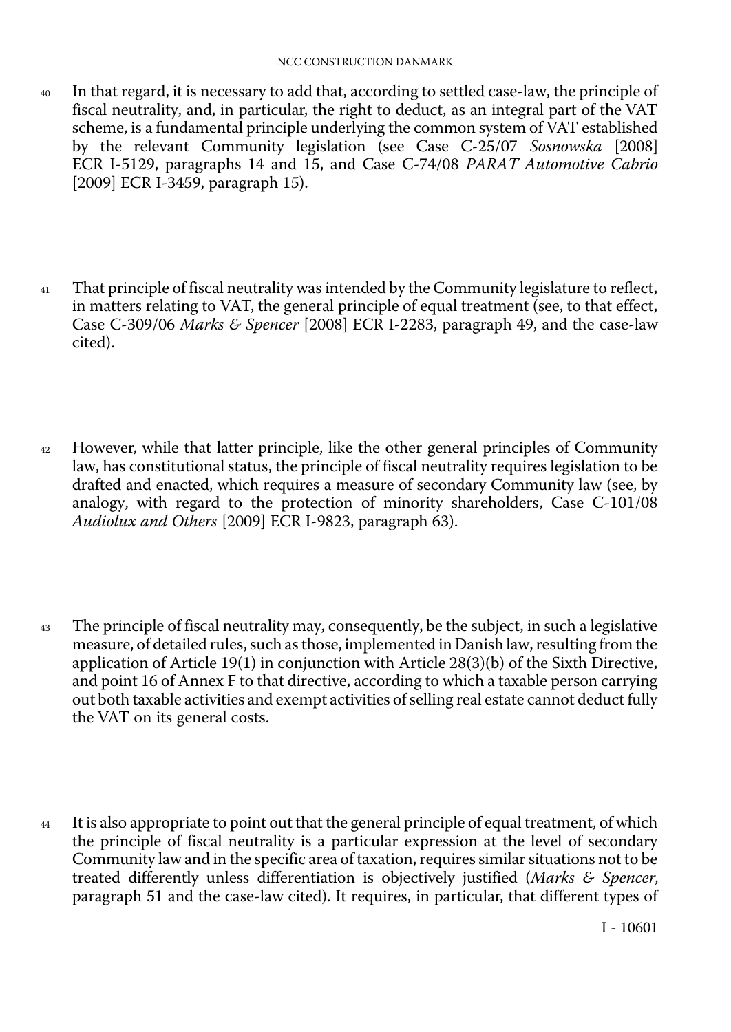40 In that regard, it is necessary to add that, according to settled case-law, the principle of fiscal neutrality, and, in particular, the right to deduct, as an integral part of the VAT scheme, is a fundamental principle underlying the common system of VAT established by the relevant Community legislation (see Case C-25/07 *Sosnowska* [2008] ECR I-5129, paragraphs 14 and 15, and Case C-74/08 *PARAT Automotive Cabrio* [2009] ECR I-3459, paragraph 15).

41 That principle of fiscal neutrality was intended by the Community legislature to reflect, in matters relating to VAT, the general principle of equal treatment (see, to that effect, Case C-309/06 *Marks & Spencer* [2008] ECR I-2283, paragraph 49, and the case-law cited).

42 However, while that latter principle, like the other general principles of Community law, has constitutional status, the principle of fiscal neutrality requires legislation to be drafted and enacted, which requires a measure of secondary Community law (see, by analogy, with regard to the protection of minority shareholders, Case C-101/08 *Audiolux and Others* [2009] ECR I-9823, paragraph 63).

43 The principle of fiscal neutrality may, consequently, be the subject, in such a legislative measure, of detailed rules, such as those, implemented in Danish law, resulting from the application of Article 19(1) in conjunction with Article 28(3)(b) of the Sixth Directive, and point 16 of Annex F to that directive, according to which a taxable person carrying out both taxable activities and exempt activities of selling real estate cannot deduct fully the VAT on its general costs.

44 It is also appropriate to point out that the general principle of equal treatment, of which the principle of fiscal neutrality is a particular expression at the level of secondary Community law and in the specific area of taxation, requires similar situations not to be treated differently unless differentiation is objectively justified (*Marks & Spencer*, paragraph 51 and the case-law cited). It requires, in particular, that different types of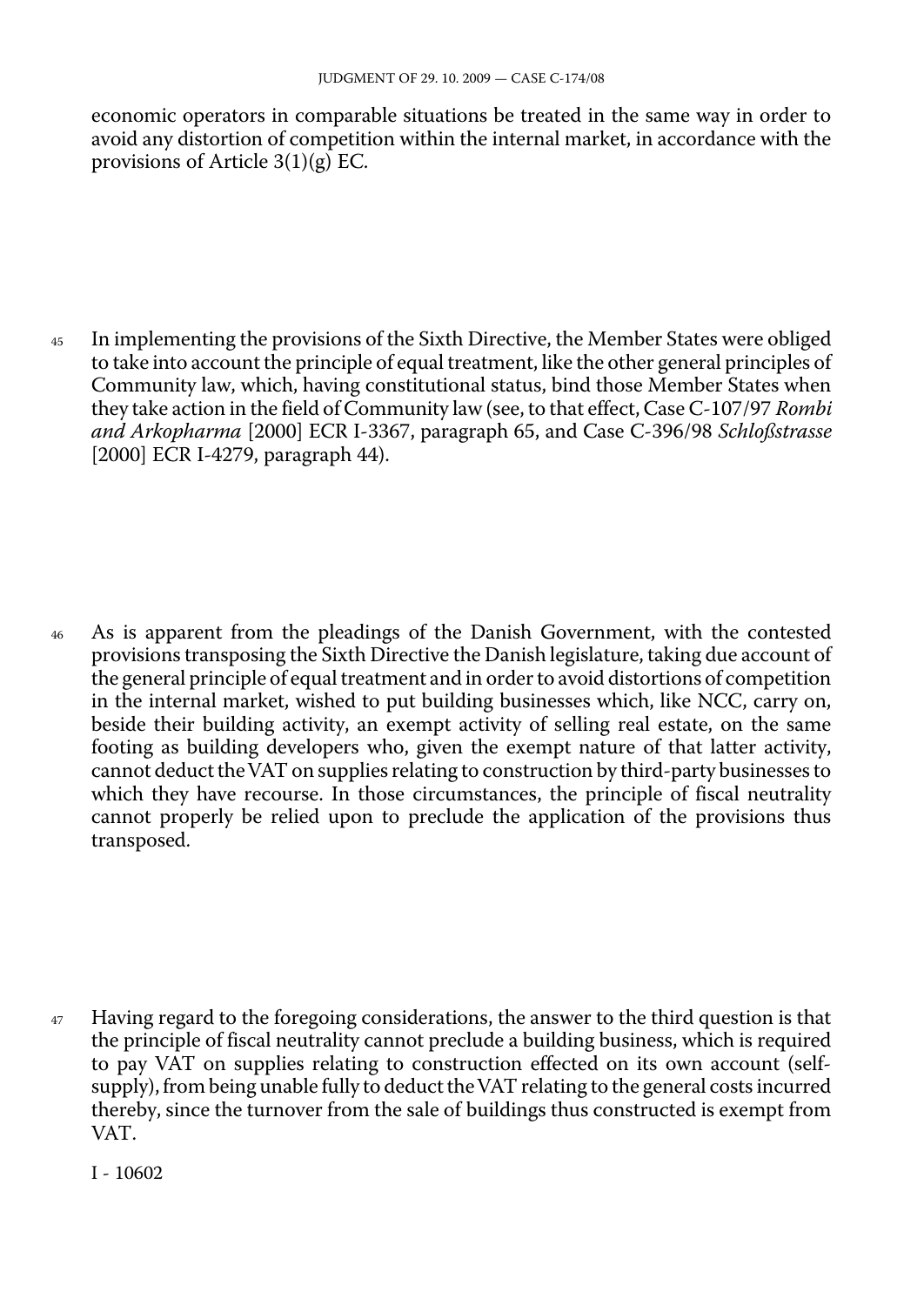economic operators in comparable situations be treated in the same way in order to avoid any distortion of competition within the internal market, in accordance with the provisions of Article 3(1)(g) EC.

45 In implementing the provisions of the Sixth Directive, the Member States were obliged to take into account the principle of equal treatment, like the other general principles of Community law, which, having constitutional status, bind those Member States when they take action in the field of Community law (see, to that effect, Case C-107/97 *Rombi and Arkopharma* [2000] ECR I-3367, paragraph 65, and Case C-396/98 *Schloßstrasse* [2000] ECR I-4279, paragraph 44).

46 As is apparent from the pleadings of the Danish Government, with the contested provisions transposing the Sixth Directive the Danish legislature, taking due account of the general principle of equal treatment and in order to avoid distortions of competition in the internal market, wished to put building businesses which, like NCC, carry on, beside their building activity, an exempt activity of selling real estate, on the same footing as building developers who, given the exempt nature of that latter activity, cannot deduct the VAT on supplies relating to construction by third-party businesses to which they have recourse. In those circumstances, the principle of fiscal neutrality cannot properly be relied upon to preclude the application of the provisions thus transposed.

47 Having regard to the foregoing considerations, the answer to the third question is that the principle of fiscal neutrality cannot preclude a building business, which is required to pay VAT on supplies relating to construction effected on its own account (self-supply), from being unable fully to deduct the VAT relating to the general costs incurred thereby, since the turnover from the sale of buildings thus constructed is exempt from VAT.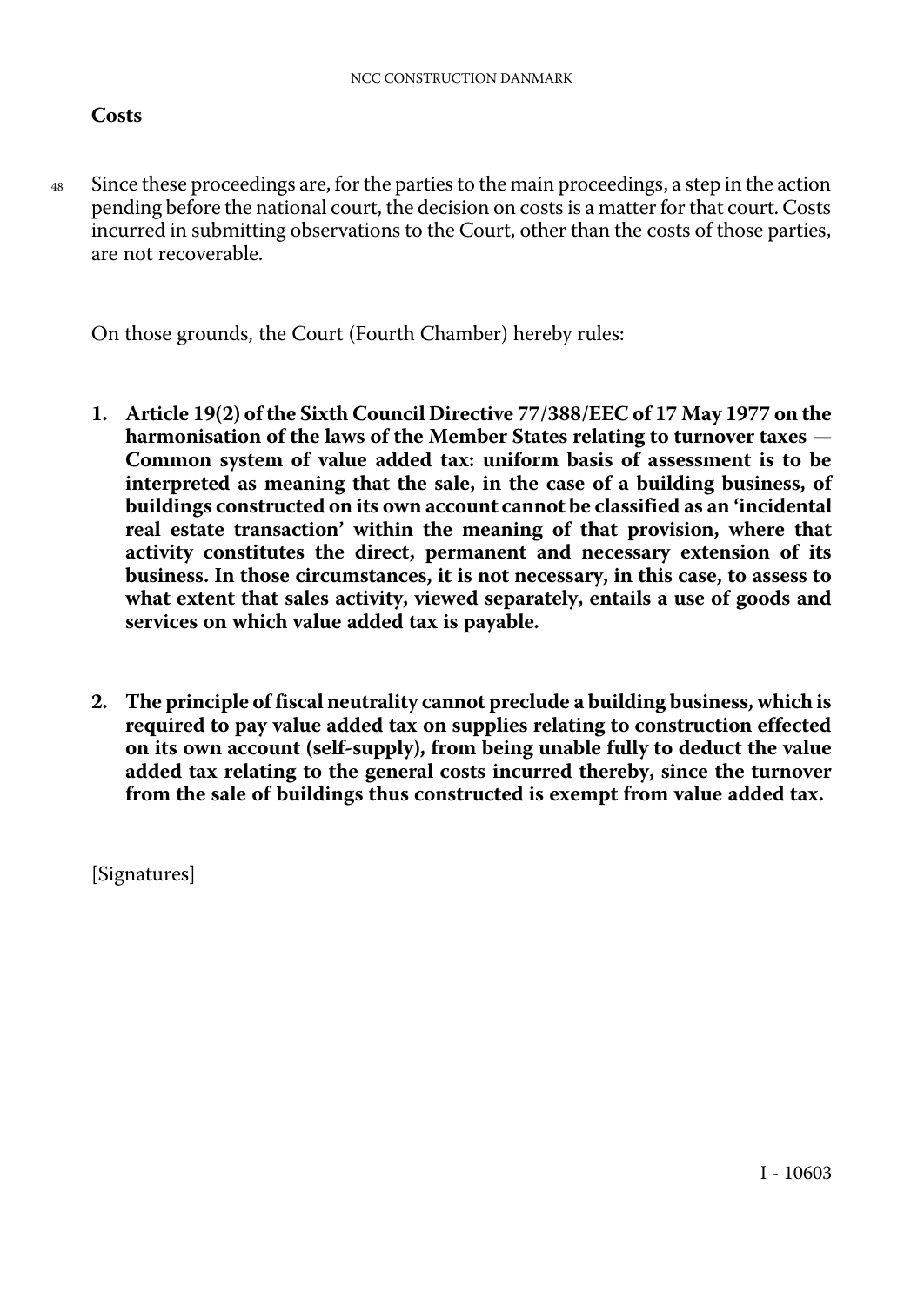## Costs

48 Since these proceedings are, for the parties to the main proceedings, a step in the action pending before the national court, the decision on costs is a matter for that court. Costs incurred in submitting observations to the Court, other than the costs of those parties, are not recoverable.

On those grounds, the Court (Fourth Chamber) hereby rules:

1. **Article 19(2) of the Sixth Council Directive 77/388/EEC of 17 May 1977 on the harmonisation of the laws of the Member States relating to turnover taxes — Common system of value added tax: uniform basis of assessment is to be interpreted as meaning that the sale, in the case of a building business, of buildings constructed on its own account cannot be classified as an 'incidental real estate transaction' within the meaning of that provision, where that activity constitutes the direct, permanent and necessary extension of its business. In those circumstances, it is not necessary, in this case, to assess to what extent that sales activity, viewed separately, entails a use of goods and services on which value added tax is payable.**

2. **The principle of fiscal neutrality cannot preclude a building business, which is required to pay value added tax on supplies relating to construction effected on its own account (self-supply), from being unable fully to deduct the value added tax relating to the general costs incurred thereby, since the turnover from the sale of buildings thus constructed is exempt from value added tax.**

[Signatures]